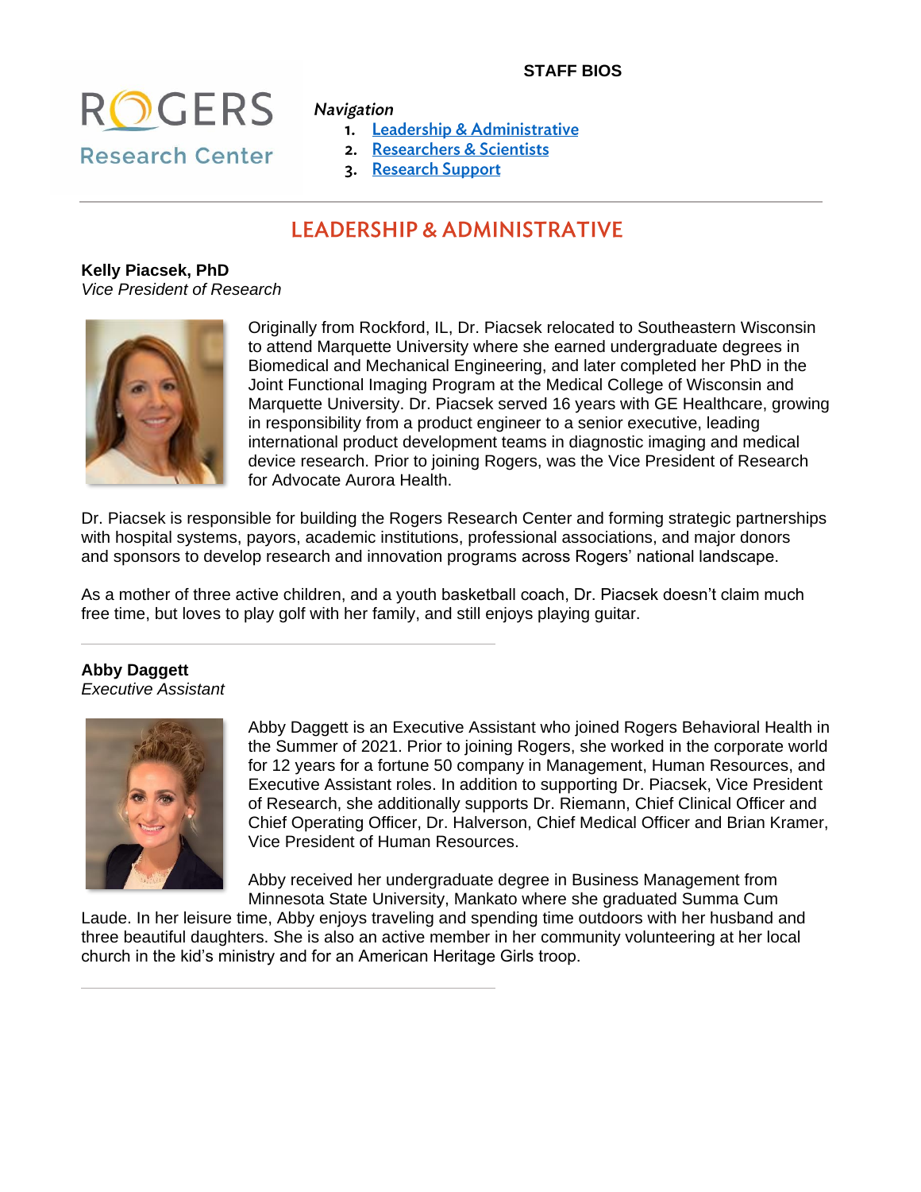**STAFF BIOS**

Rogers Research Center

*Navigation*

1. Leadership & Administrative
2. Researchers & Scientists
3. Research Support

---

## LEADERSHIP & ADMINISTRATIVE

**Kelly Piacsek, PhD**
*Vice President of Research*

Originally from Rockford, IL, Dr. Piacsek relocated to Southeastern Wisconsin to attend Marquette University where she earned undergraduate degrees in Biomedical and Mechanical Engineering, and later completed her PhD in the Joint Functional Imaging Program at the Medical College of Wisconsin and Marquette University. Dr. Piacsek served 16 years with GE Healthcare, growing in responsibility from a product engineer to a senior executive, leading international product development teams in diagnostic imaging and medical device research. Prior to joining Rogers, was the Vice President of Research for Advocate Aurora Health.

Dr. Piacsek is responsible for building the Rogers Research Center and forming strategic partnerships with hospital systems, payors, academic institutions, professional associations, and major donors and sponsors to develop research and innovation programs across Rogers' national landscape.

As a mother of three active children, and a youth basketball coach, Dr. Piacsek doesn't claim much free time, but loves to play golf with her family, and still enjoys playing guitar.

---

**Abby Daggett**
*Executive Assistant*

Abby Daggett is an Executive Assistant who joined Rogers Behavioral Health in the Summer of 2021. Prior to joining Rogers, she worked in the corporate world for 12 years for a fortune 50 company in Management, Human Resources, and Executive Assistant roles. In addition to supporting Dr. Piacsek, Vice President of Research, she additionally supports Dr. Riemann, Chief Clinical Officer and Chief Operating Officer, Dr. Halverson, Chief Medical Officer and Brian Kramer, Vice President of Human Resources.

Abby received her undergraduate degree in Business Management from Minnesota State University, Mankato where she graduated Summa Cum Laude. In her leisure time, Abby enjoys traveling and spending time outdoors with her husband and three beautiful daughters. She is also an active member in her community volunteering at her local church in the kid's ministry and for an American Heritage Girls troop.

---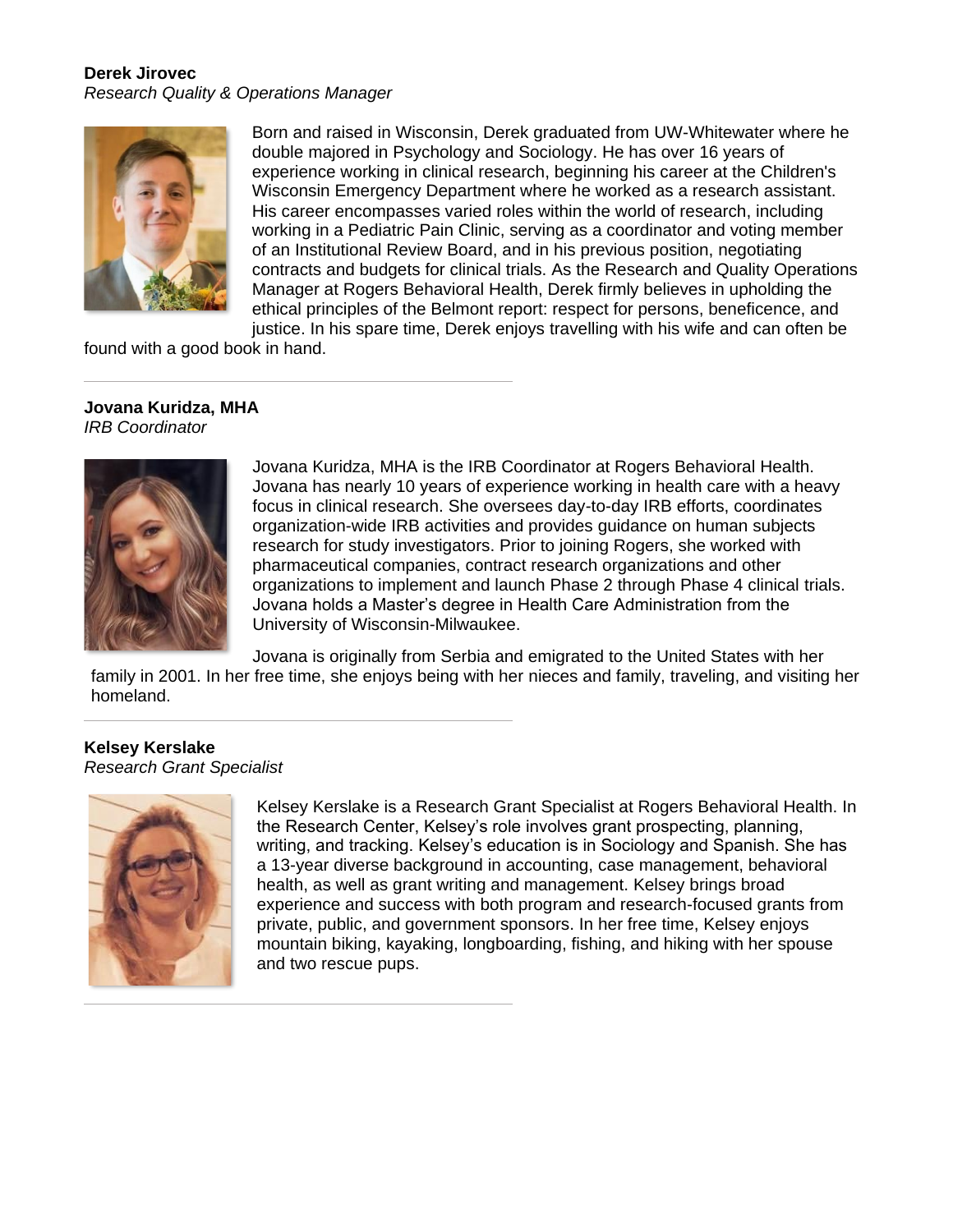**Derek Jirovec**
*Research Quality & Operations Manager*

Born and raised in Wisconsin, Derek graduated from UW-Whitewater where he double majored in Psychology and Sociology. He has over 16 years of experience working in clinical research, beginning his career at the Children's Wisconsin Emergency Department where he worked as a research assistant. His career encompasses varied roles within the world of research, including working in a Pediatric Pain Clinic, serving as a coordinator and voting member of an Institutional Review Board, and in his previous position, negotiating contracts and budgets for clinical trials. As the Research and Quality Operations Manager at Rogers Behavioral Health, Derek firmly believes in upholding the ethical principles of the Belmont report: respect for persons, beneficence, and justice. In his spare time, Derek enjoys travelling with his wife and can often be found with a good book in hand.

---

**Jovana Kuridza, MHA**
*IRB Coordinator*

Jovana Kuridza, MHA is the IRB Coordinator at Rogers Behavioral Health. Jovana has nearly 10 years of experience working in health care with a heavy focus in clinical research. She oversees day-to-day IRB efforts, coordinates organization-wide IRB activities and provides guidance on human subjects research for study investigators. Prior to joining Rogers, she worked with pharmaceutical companies, contract research organizations and other organizations to implement and launch Phase 2 through Phase 4 clinical trials. Jovana holds a Master's degree in Health Care Administration from the University of Wisconsin-Milwaukee.

Jovana is originally from Serbia and emigrated to the United States with her family in 2001. In her free time, she enjoys being with her nieces and family, traveling, and visiting her homeland.

---

**Kelsey Kerslake**
*Research Grant Specialist*

Kelsey Kerslake is a Research Grant Specialist at Rogers Behavioral Health. In the Research Center, Kelsey's role involves grant prospecting, planning, writing, and tracking. Kelsey's education is in Sociology and Spanish. She has a 13-year diverse background in accounting, case management, behavioral health, as well as grant writing and management. Kelsey brings broad experience and success with both program and research-focused grants from private, public, and government sponsors. In her free time, Kelsey enjoys mountain biking, kayaking, longboarding, fishing, and hiking with her spouse and two rescue pups.

---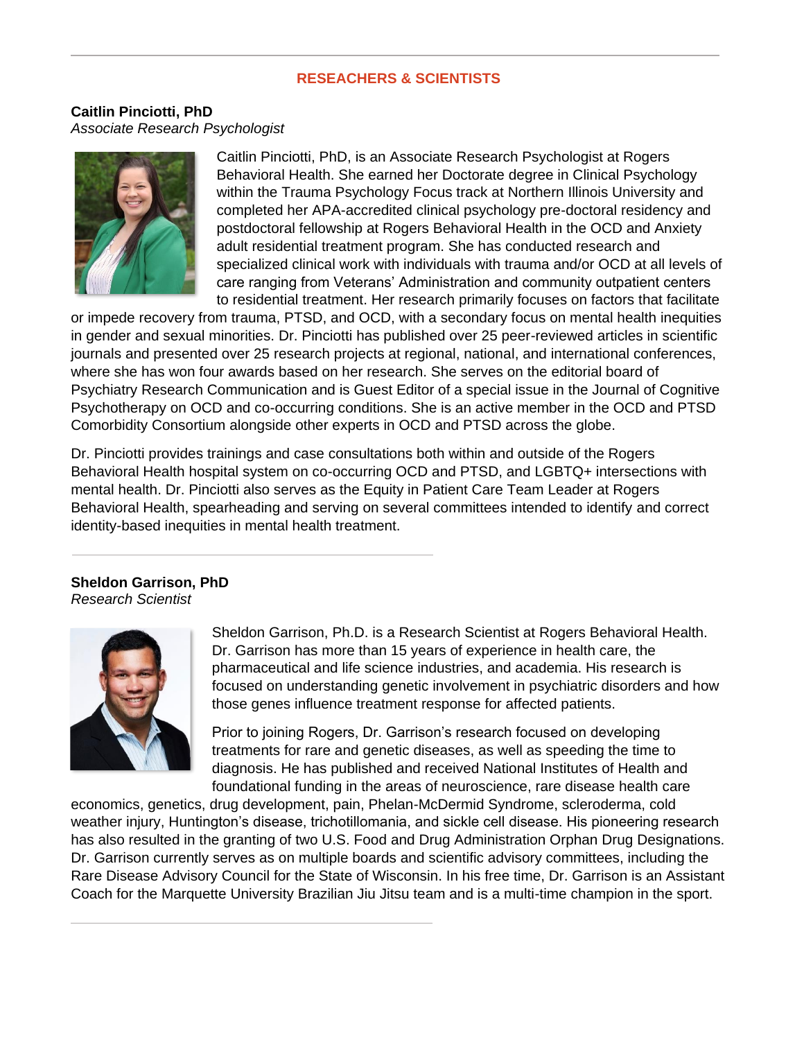## RESEACHERS & SCIENTISTS

**Caitlin Pinciotti, PhD**
*Associate Research Psychologist*

Caitlin Pinciotti, PhD, is an Associate Research Psychologist at Rogers Behavioral Health. She earned her Doctorate degree in Clinical Psychology within the Trauma Psychology Focus track at Northern Illinois University and completed her APA-accredited clinical psychology pre-doctoral residency and postdoctoral fellowship at Rogers Behavioral Health in the OCD and Anxiety adult residential treatment program. She has conducted research and specialized clinical work with individuals with trauma and/or OCD at all levels of care ranging from Veterans' Administration and community outpatient centers to residential treatment. Her research primarily focuses on factors that facilitate or impede recovery from trauma, PTSD, and OCD, with a secondary focus on mental health inequities in gender and sexual minorities. Dr. Pinciotti has published over 25 peer-reviewed articles in scientific journals and presented over 25 research projects at regional, national, and international conferences, where she has won four awards based on her research. She serves on the editorial board of Psychiatry Research Communication and is Guest Editor of a special issue in the Journal of Cognitive Psychotherapy on OCD and co-occurring conditions. She is an active member in the OCD and PTSD Comorbidity Consortium alongside other experts in OCD and PTSD across the globe.

Dr. Pinciotti provides trainings and case consultations both within and outside of the Rogers Behavioral Health hospital system on co-occurring OCD and PTSD, and LGBTQ+ intersections with mental health. Dr. Pinciotti also serves as the Equity in Patient Care Team Leader at Rogers Behavioral Health, spearheading and serving on several committees intended to identify and correct identity-based inequities in mental health treatment.

---

**Sheldon Garrison, PhD**
*Research Scientist*

Sheldon Garrison, Ph.D. is a Research Scientist at Rogers Behavioral Health. Dr. Garrison has more than 15 years of experience in health care, the pharmaceutical and life science industries, and academia. His research is focused on understanding genetic involvement in psychiatric disorders and how those genes influence treatment response for affected patients.

Prior to joining Rogers, Dr. Garrison's research focused on developing treatments for rare and genetic diseases, as well as speeding the time to diagnosis. He has published and received National Institutes of Health and foundational funding in the areas of neuroscience, rare disease health care economics, genetics, drug development, pain, Phelan-McDermid Syndrome, scleroderma, cold weather injury, Huntington's disease, trichotillomania, and sickle cell disease. His pioneering research has also resulted in the granting of two U.S. Food and Drug Administration Orphan Drug Designations. Dr. Garrison currently serves as on multiple boards and scientific advisory committees, including the Rare Disease Advisory Council for the State of Wisconsin. In his free time, Dr. Garrison is an Assistant Coach for the Marquette University Brazilian Jiu Jitsu team and is a multi-time champion in the sport.

---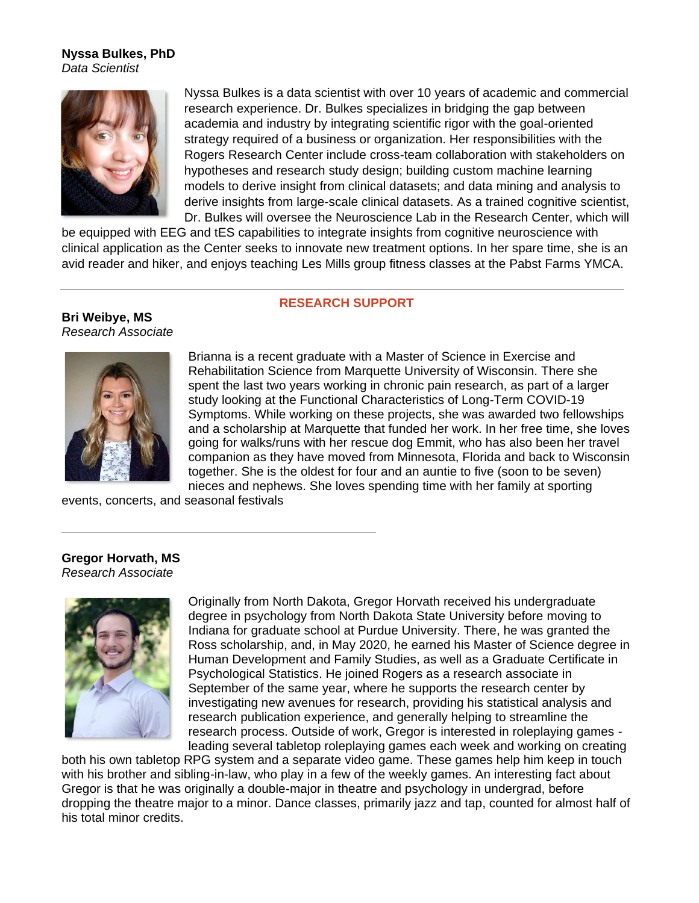**Nyssa Bulkes, PhD**
*Data Scientist*

Nyssa Bulkes is a data scientist with over 10 years of academic and commercial research experience. Dr. Bulkes specializes in bridging the gap between academia and industry by integrating scientific rigor with the goal-oriented strategy required of a business or organization. Her responsibilities with the Rogers Research Center include cross-team collaboration with stakeholders on hypotheses and research study design; building custom machine learning models to derive insight from clinical datasets; and data mining and analysis to derive insights from large-scale clinical datasets. As a trained cognitive scientist, Dr. Bulkes will oversee the Neuroscience Lab in the Research Center, which will be equipped with EEG and tES capabilities to integrate insights from cognitive neuroscience with clinical application as the Center seeks to innovate new treatment options. In her spare time, she is an avid reader and hiker, and enjoys teaching Les Mills group fitness classes at the Pabst Farms YMCA.

---

## RESEARCH SUPPORT

**Bri Weibye, MS**
*Research Associate*

Brianna is a recent graduate with a Master of Science in Exercise and Rehabilitation Science from Marquette University of Wisconsin. There she spent the last two years working in chronic pain research, as part of a larger study looking at the Functional Characteristics of Long-Term COVID-19 Symptoms. While working on these projects, she was awarded two fellowships and a scholarship at Marquette that funded her work. In her free time, she loves going for walks/runs with her rescue dog Emmit, who has also been her travel companion as they have moved from Minnesota, Florida and back to Wisconsin together. She is the oldest for four and an auntie to five (soon to be seven) nieces and nephews. She loves spending time with her family at sporting events, concerts, and seasonal festivals

---

**Gregor Horvath, MS**
*Research Associate*

Originally from North Dakota, Gregor Horvath received his undergraduate degree in psychology from North Dakota State University before moving to Indiana for graduate school at Purdue University. There, he was granted the Ross scholarship, and, in May 2020, he earned his Master of Science degree in Human Development and Family Studies, as well as a Graduate Certificate in Psychological Statistics. He joined Rogers as a research associate in September of the same year, where he supports the research center by investigating new avenues for research, providing his statistical analysis and research publication experience, and generally helping to streamline the research process. Outside of work, Gregor is interested in roleplaying games - leading several tabletop roleplaying games each week and working on creating both his own tabletop RPG system and a separate video game. These games help him keep in touch with his brother and sibling-in-law, who play in a few of the weekly games. An interesting fact about Gregor is that he was originally a double-major in theatre and psychology in undergrad, before dropping the theatre major to a minor. Dance classes, primarily jazz and tap, counted for almost half of his total minor credits.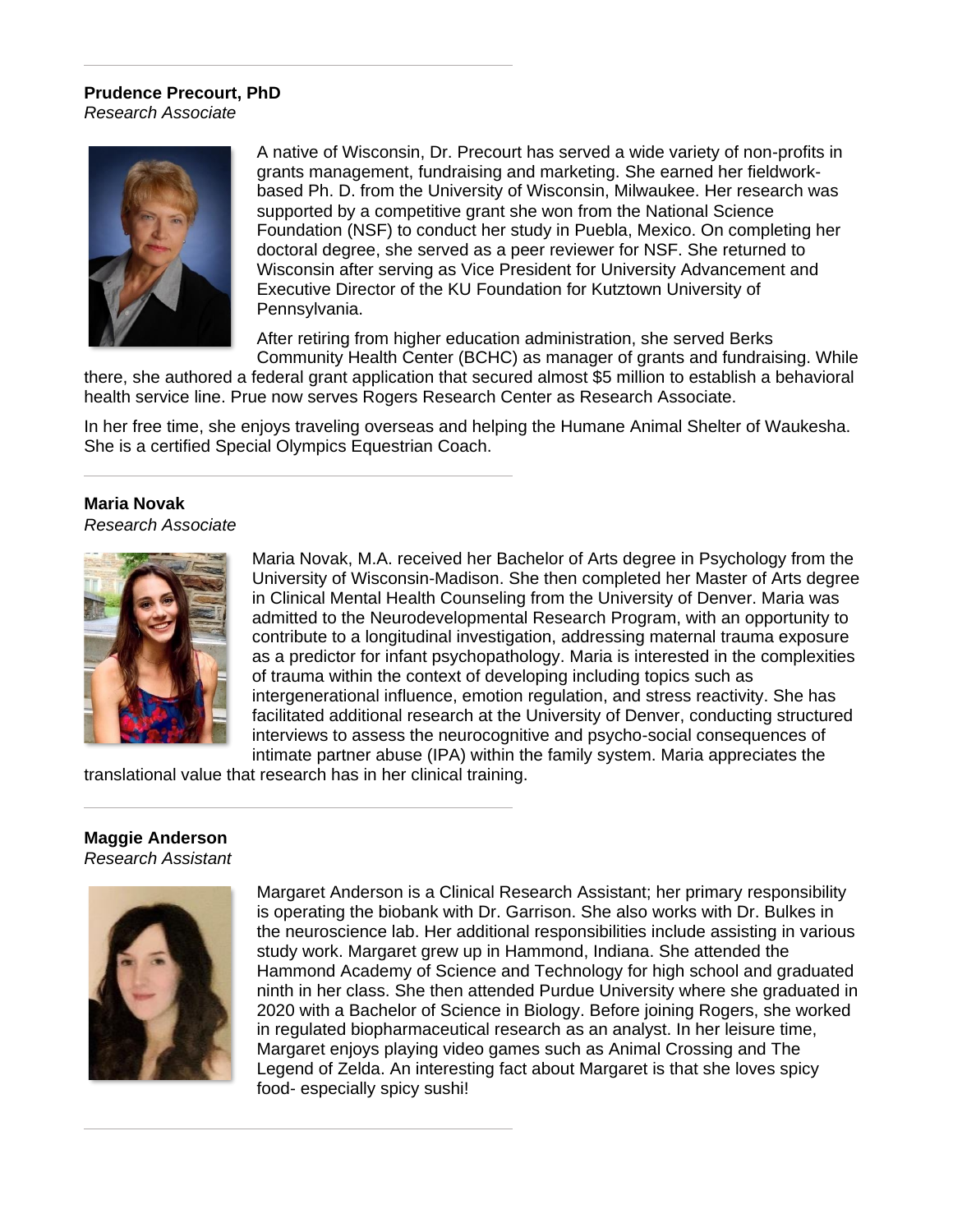---

**Prudence Precourt, PhD**
*Research Associate*

A native of Wisconsin, Dr. Precourt has served a wide variety of non-profits in grants management, fundraising and marketing. She earned her fieldwork-based Ph. D. from the University of Wisconsin, Milwaukee. Her research was supported by a competitive grant she won from the National Science Foundation (NSF) to conduct her study in Puebla, Mexico. On completing her doctoral degree, she served as a peer reviewer for NSF. She returned to Wisconsin after serving as Vice President for University Advancement and Executive Director of the KU Foundation for Kutztown University of Pennsylvania.

After retiring from higher education administration, she served Berks Community Health Center (BCHC) as manager of grants and fundraising. While there, she authored a federal grant application that secured almost $5 million to establish a behavioral health service line. Prue now serves Rogers Research Center as Research Associate.

In her free time, she enjoys traveling overseas and helping the Humane Animal Shelter of Waukesha. She is a certified Special Olympics Equestrian Coach.

---

**Maria Novak**
*Research Associate*

Maria Novak, M.A. received her Bachelor of Arts degree in Psychology from the University of Wisconsin-Madison. She then completed her Master of Arts degree in Clinical Mental Health Counseling from the University of Denver. Maria was admitted to the Neurodevelopmental Research Program, with an opportunity to contribute to a longitudinal investigation, addressing maternal trauma exposure as a predictor for infant psychopathology. Maria is interested in the complexities of trauma within the context of developing including topics such as intergenerational influence, emotion regulation, and stress reactivity. She has facilitated additional research at the University of Denver, conducting structured interviews to assess the neurocognitive and psycho-social consequences of intimate partner abuse (IPA) within the family system. Maria appreciates the translational value that research has in her clinical training.

---

**Maggie Anderson**
*Research Assistant*

Margaret Anderson is a Clinical Research Assistant; her primary responsibility is operating the biobank with Dr. Garrison. She also works with Dr. Bulkes in the neuroscience lab. Her additional responsibilities include assisting in various study work. Margaret grew up in Hammond, Indiana. She attended the Hammond Academy of Science and Technology for high school and graduated ninth in her class. She then attended Purdue University where she graduated in 2020 with a Bachelor of Science in Biology. Before joining Rogers, she worked in regulated biopharmaceutical research as an analyst. In her leisure time, Margaret enjoys playing video games such as Animal Crossing and The Legend of Zelda. An interesting fact about Margaret is that she loves spicy food- especially spicy sushi!

---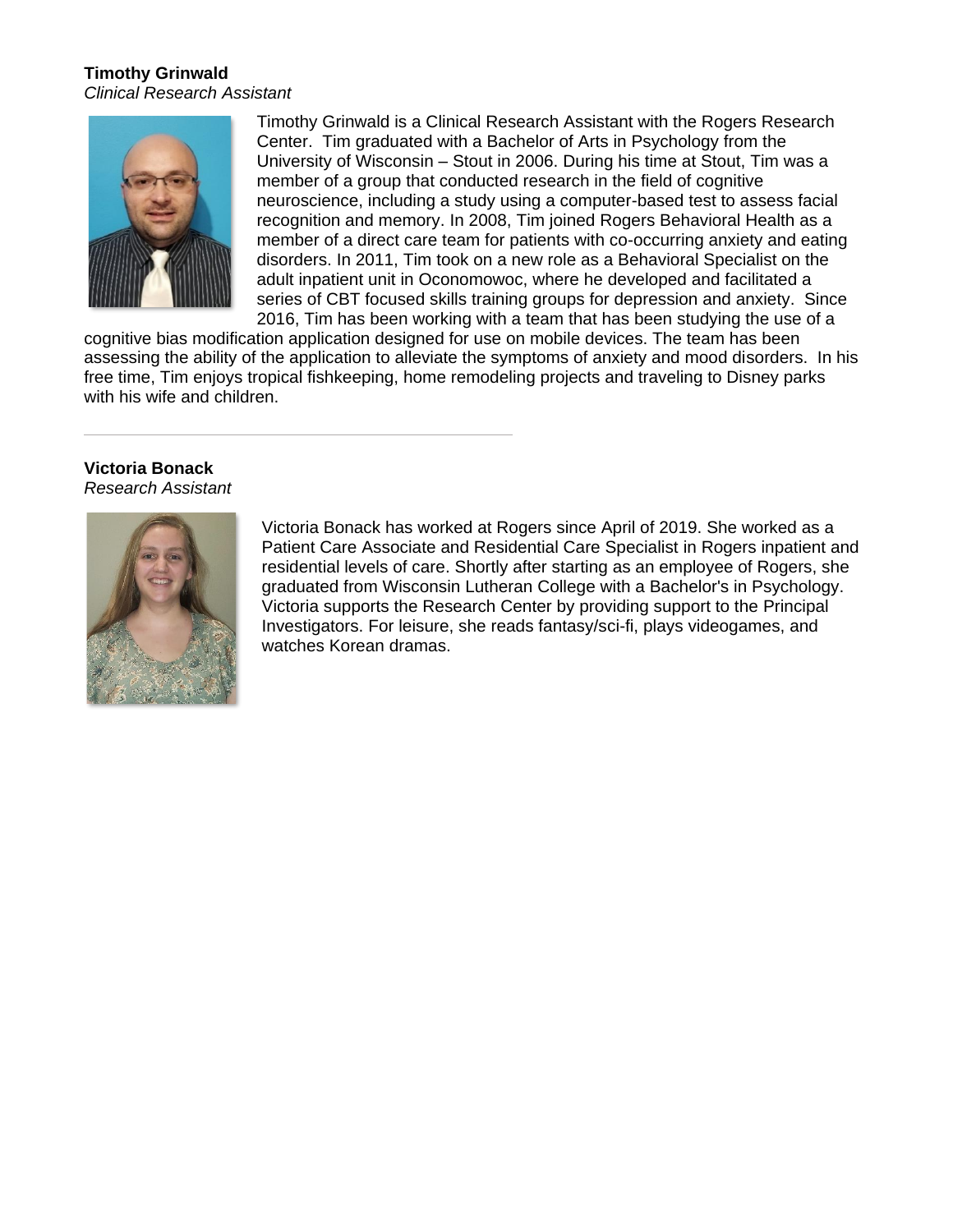**Timothy Grinwald**
*Clinical Research Assistant*

Timothy Grinwald is a Clinical Research Assistant with the Rogers Research Center. Tim graduated with a Bachelor of Arts in Psychology from the University of Wisconsin – Stout in 2006. During his time at Stout, Tim was a member of a group that conducted research in the field of cognitive neuroscience, including a study using a computer-based test to assess facial recognition and memory. In 2008, Tim joined Rogers Behavioral Health as a member of a direct care team for patients with co-occurring anxiety and eating disorders. In 2011, Tim took on a new role as a Behavioral Specialist on the adult inpatient unit in Oconomowoc, where he developed and facilitated a series of CBT focused skills training groups for depression and anxiety. Since 2016, Tim has been working with a team that has been studying the use of a cognitive bias modification application designed for use on mobile devices. The team has been assessing the ability of the application to alleviate the symptoms of anxiety and mood disorders. In his free time, Tim enjoys tropical fishkeeping, home remodeling projects and traveling to Disney parks with his wife and children.

---

**Victoria Bonack**
*Research Assistant*

Victoria Bonack has worked at Rogers since April of 2019. She worked as a Patient Care Associate and Residential Care Specialist in Rogers inpatient and residential levels of care. Shortly after starting as an employee of Rogers, she graduated from Wisconsin Lutheran College with a Bachelor's in Psychology. Victoria supports the Research Center by providing support to the Principal Investigators. For leisure, she reads fantasy/sci-fi, plays videogames, and watches Korean dramas.